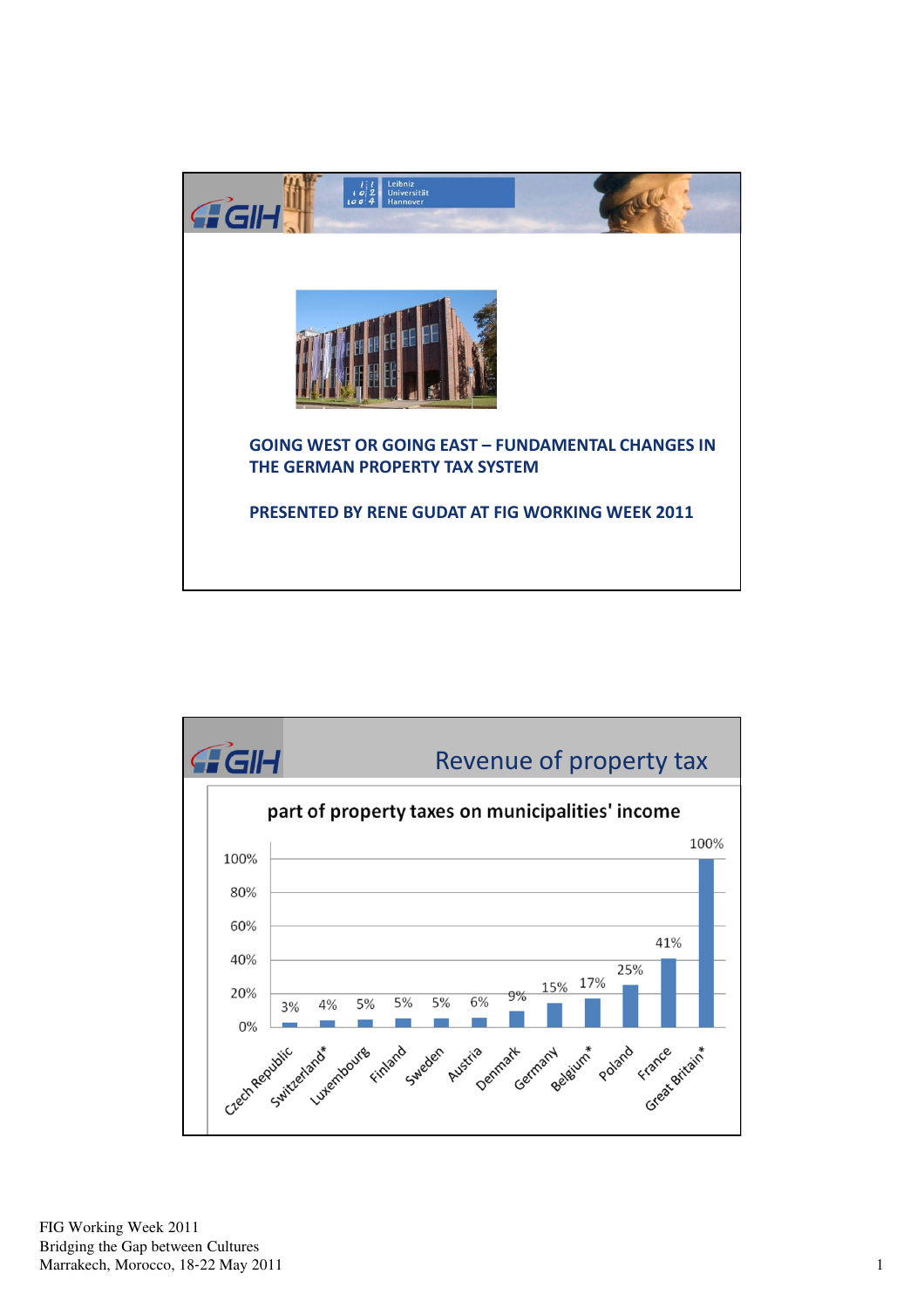GOING WEST OR GOING EAST – FUNDAMENTAL CHANGES IN THE GERMAN PROPERTY TAX SYSTEM

PRESENTED BY RENE GUDAT AT FIG WORKING WEEK 2011

## Revenue of property tax

**part of property taxes on municipalities' income**

| Country | Share |
|---|---|
| Czech Republic | 3% |
| Switzerland* | 4% |
| Luxembourg | 5% |
| Finland | 5% |
| Sweden | 5% |
| Austria | 6% |
| Denmark | 9% |
| Germany | 15% |
| Belgium* | 17% |
| Poland | 25% |
| France | 41% |
| Great Britain* | 100% |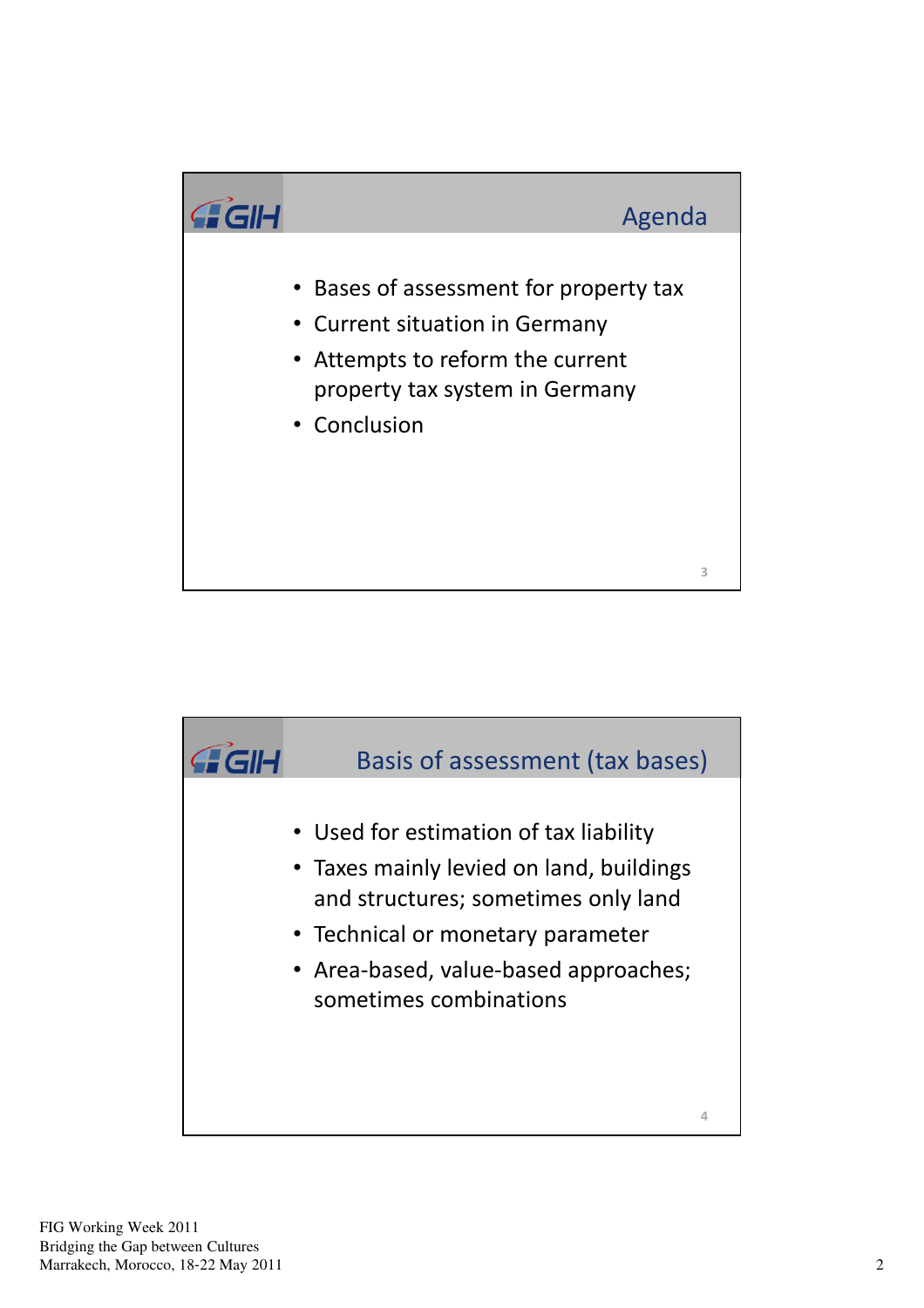## Agenda

- Bases of assessment for property tax
- Current situation in Germany
- Attempts to reform the current property tax system in Germany
- Conclusion

## Basis of assessment (tax bases)

- Used for estimation of tax liability
- Taxes mainly levied on land, buildings and structures; sometimes only land
- Technical or monetary parameter
- Area-based, value-based approaches; sometimes combinations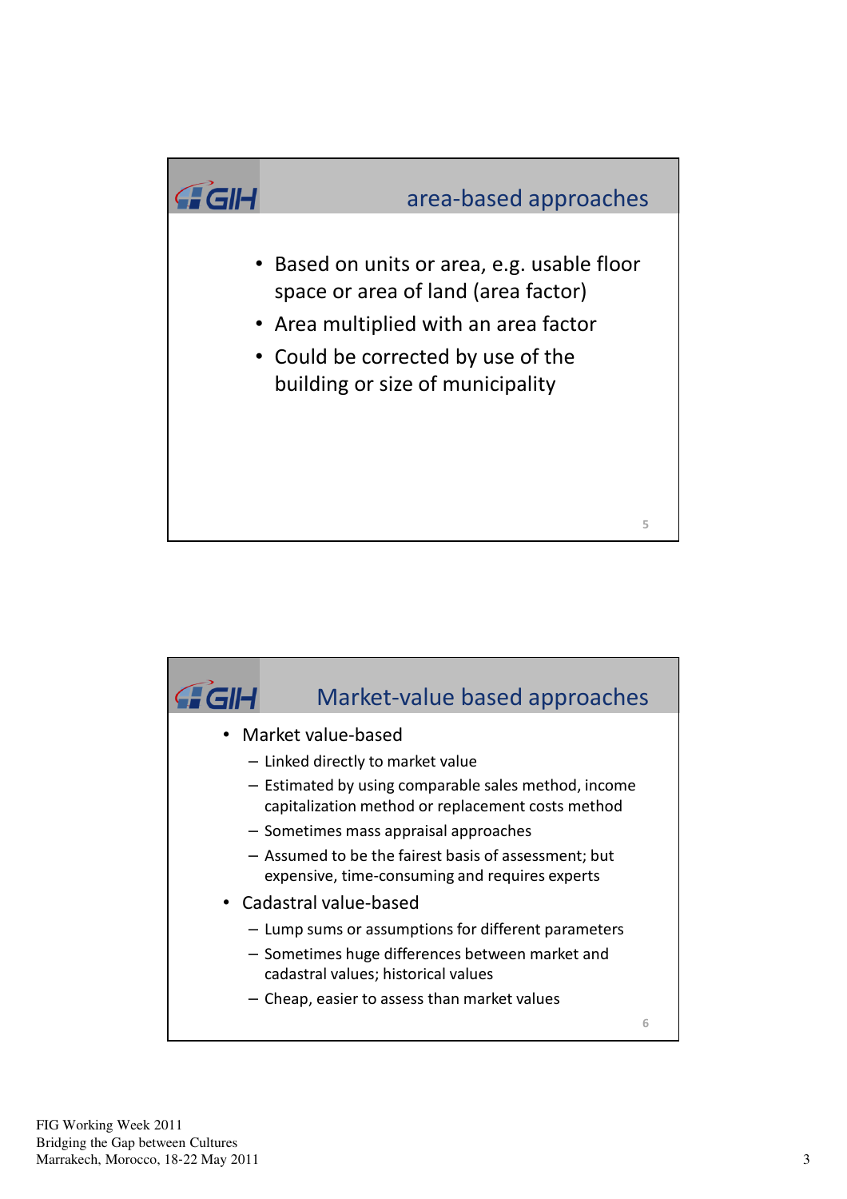## area-based approaches

- Based on units or area, e.g. usable floor space or area of land (area factor)
- Area multiplied with an area factor
- Could be corrected by use of the building or size of municipality

## Market-value based approaches

- Market value-based
  - Linked directly to market value
  - Estimated by using comparable sales method, income capitalization method or replacement costs method
  - Sometimes mass appraisal approaches
  - Assumed to be the fairest basis of assessment; but expensive, time-consuming and requires experts
- Cadastral value-based
  - Lump sums or assumptions for different parameters
  - Sometimes huge differences between market and cadastral values; historical values
  - Cheap, easier to assess than market values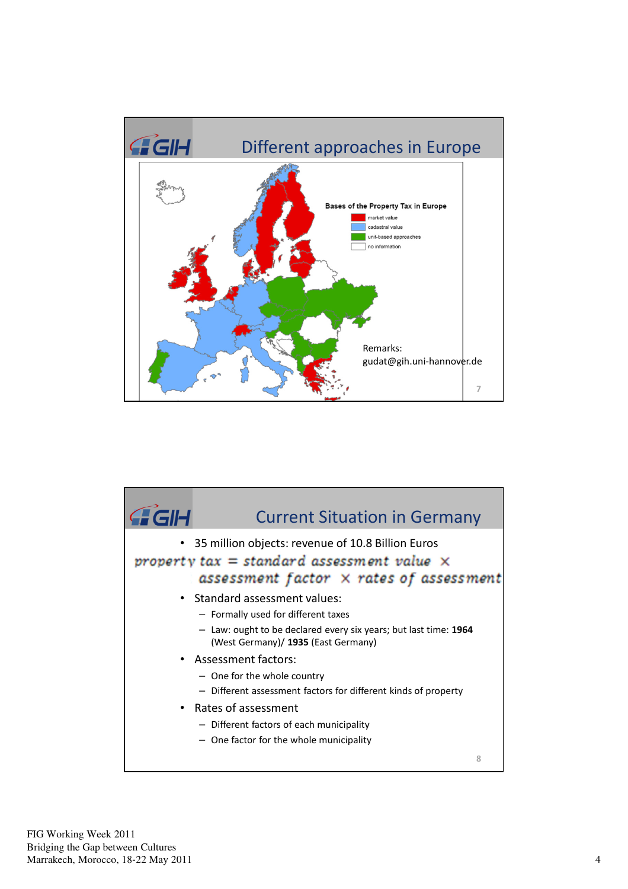## Different approaches in Europe

**Bases of the Property Tax in Europe**

- market value
- cadastral value
- unit-based approaches
- no information

Remarks:
gudat@gih.uni-hannover.de

## Current Situation in Germany

- 35 million objects: revenue of 10.8 Billion Euros

$$\textit{property tax} = \textit{standard assessment value} \times \textit{assessment factor} \times \textit{rates of assessment}$$

- Standard assessment values:
  - Formally used for different taxes
  - Law: ought to be declared every six years; but last time: **1964** (West Germany)/ **1935** (East Germany)
- Assessment factors:
  - One for the whole country
  - Different assessment factors for different kinds of property
- Rates of assessment
  - Different factors of each municipality
  - One factor for the whole municipality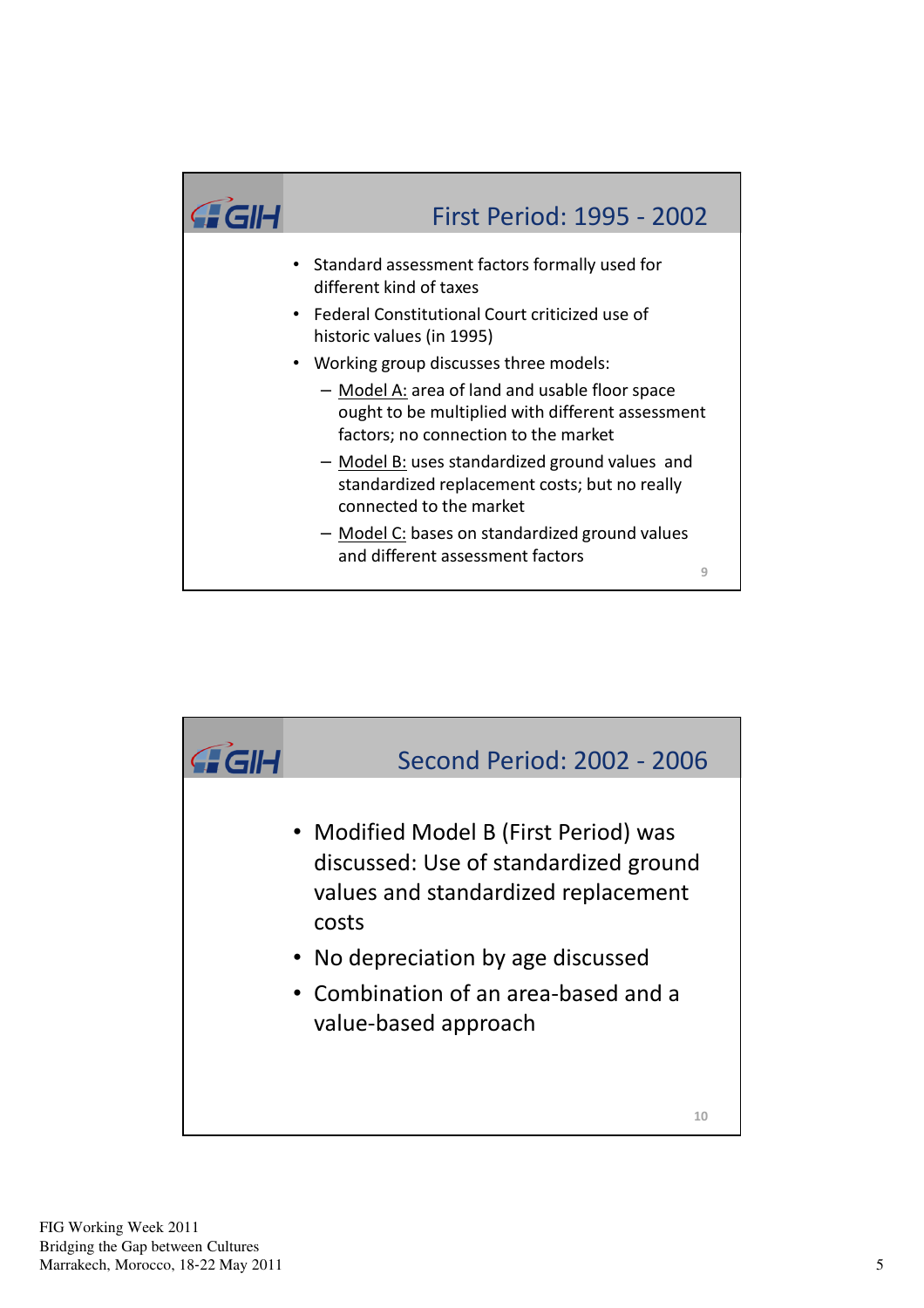## First Period: 1995 - 2002

- Standard assessment factors formally used for different kind of taxes
- Federal Constitutional Court criticized use of historic values (in 1995)
- Working group discusses three models:
  - Model A: area of land and usable floor space ought to be multiplied with different assessment factors; no connection to the market
  - Model B: uses standardized ground values and standardized replacement costs; but no really connected to the market
  - Model C: bases on standardized ground values and different assessment factors

## Second Period: 2002 - 2006

- Modified Model B (First Period) was discussed: Use of standardized ground values and standardized replacement costs
- No depreciation by age discussed
- Combination of an area-based and a value-based approach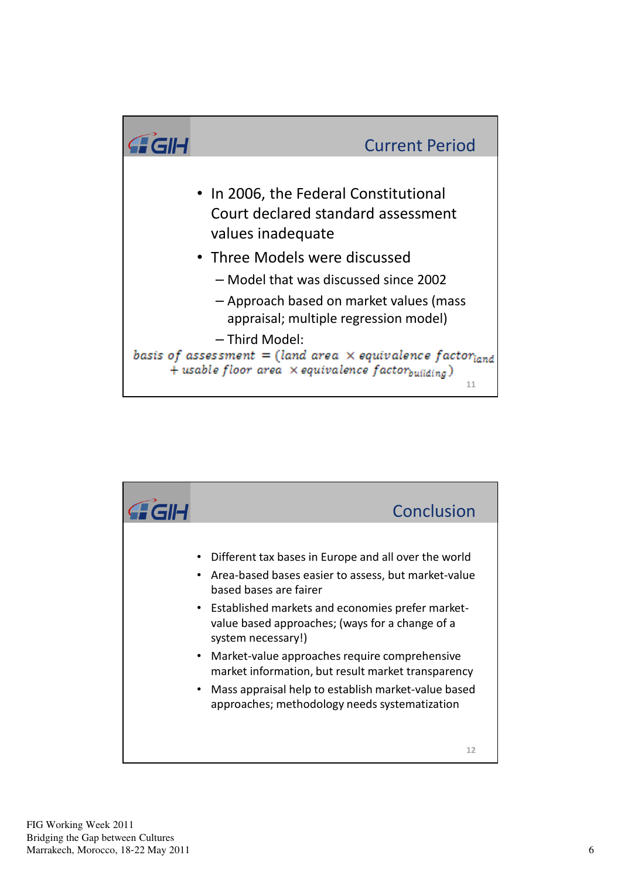## Current Period

- In 2006, the Federal Constitutional Court declared standard assessment values inadequate
- Three Models were discussed
  - Model that was discussed since 2002
  - Approach based on market values (mass appraisal; multiple regression model)
  - Third Model:

$$basis\ of\ assessment = (land\ area \times equivalence\ factor_{land} + usable\ floor\ area \times equivalence\ factor_{building})$$

## Conclusion

- Different tax bases in Europe and all over the world
- Area-based bases easier to assess, but market-value based bases are fairer
- Established markets and economies prefer market-value based approaches; (ways for a change of a system necessary!)
- Market-value approaches require comprehensive market information, but result market transparency
- Mass appraisal help to establish market-value based approaches; methodology needs systematization